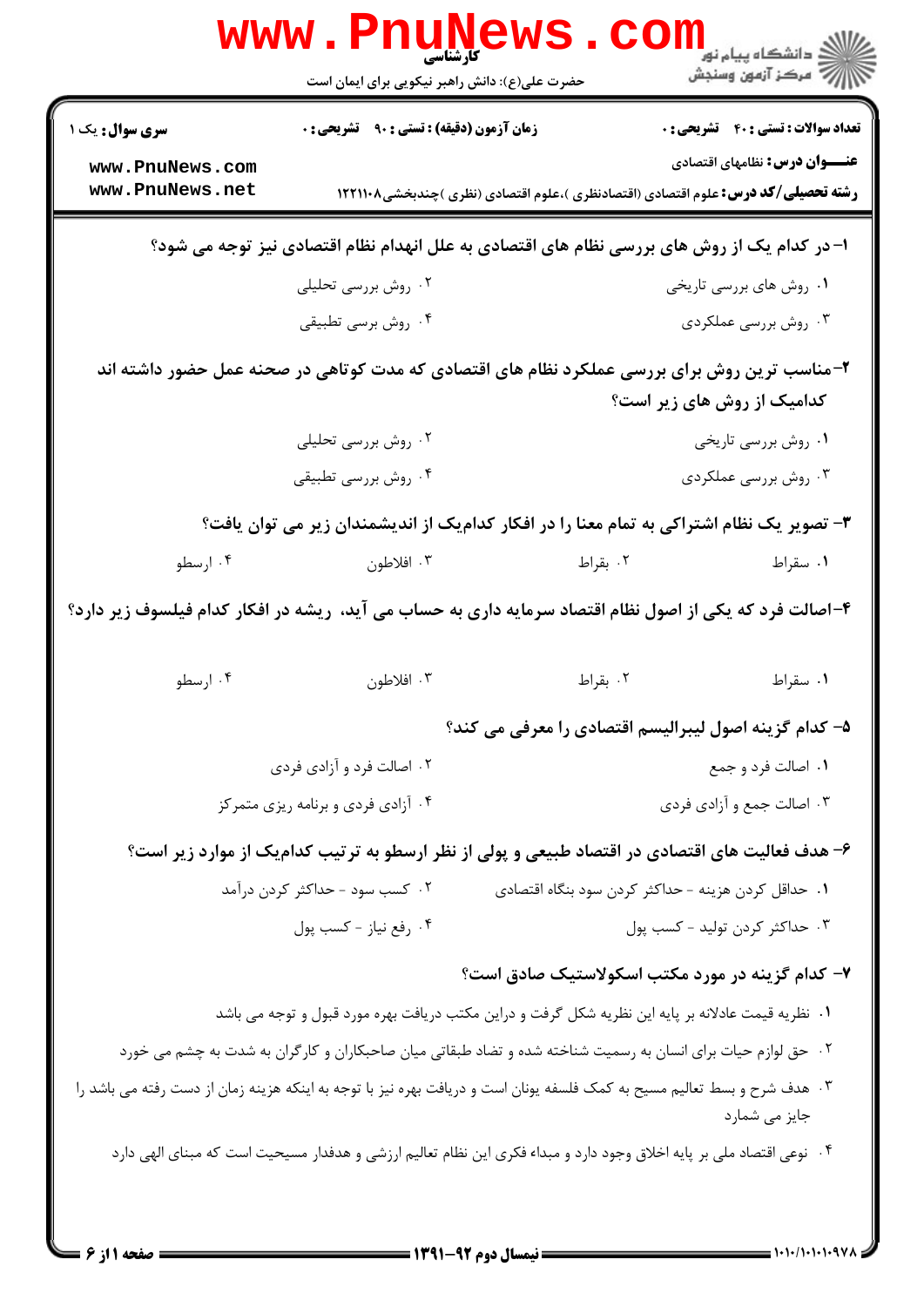کارشناسی

حضرت علی(ع): دانش راهبر نیکویی برای ایمان است

دانشگاه پیام نور
مرکز آزمون وسنجش

**سری سوال:** یک ۱

**زمان آزمون (دقیقه) : تستی : ۹۰ تشریحی : ۰**

**تعداد سوالات : تستی : ۴۰ تشریحی : ۰**

**عنـــوان درس:** نظامهای اقتصادی

**رشته تحصیلی/کد درس:** علوم اقتصادی (اقتصادنظری )،علوم اقتصادی (نظری )چندبخشی۱۲۲۱۱۰۸

**۱- در کدام یک از روش های بررسی نظام های اقتصادی به علل انهدام نظام اقتصادی نیز توجه می شود؟**

۱. روش های بررسی تاریخی
۲. روش بررسی تحلیلی
۳. روش بررسی عملکردی
۴. روش برسی تطبیقی

**۲-مناسب ترین روش برای بررسی عملکرد نظام های اقتصادی که مدت کوتاهی در صحنه عمل حضور داشته اند کدامیک از روش های زیر است؟**

۱. روش بررسی تاریخی
۲. روش بررسی تحلیلی
۳. روش بررسی عملکردی
۴. روش بررسی تطبیقی

**۳- تصویر یک نظام اشتراکی به تمام معنا را در افکار کدام‌یک از اندیشمندان زیر می توان یافت؟**

۱. سقراط
۲. بقراط
۳. افلاطون
۴. ارسطو

**۴-اصالت فرد که یکی از اصول نظام اقتصاد سرمایه داری به حساب می آید، ریشه در افکار کدام فیلسوف زیر دارد؟**

۱. سقراط
۲. بقراط
۳. افلاطون
۴. ارسطو

**۵- کدام گزینه اصول لیبرالیسم اقتصادی را معرفی می کند؟**

۱. اصالت فرد و جمع
۲. اصالت فرد و آزادی فردی
۳. اصالت جمع و آزادی فردی
۴. آزادی فردی و برنامه ریزی متمرکز

**۶- هدف فعالیت های اقتصادی در اقتصاد طبیعی و پولی از نظر ارسطو به ترتیب کدام‌یک از موارد زیر است؟**

۱. حداقل کردن هزینه - حداکثر کردن سود بنگاه اقتصادی
۲. کسب سود - حداکثر کردن درآمد
۳. حداکثر کردن تولید - کسب پول
۴. رفع نیاز - کسب پول

**۷- کدام گزینه در مورد مکتب اسکولاستیک صادق است؟**

۱. نظریه قیمت عادلانه بر پایه این نظریه شکل گرفت و دراین مکتب دریافت بهره مورد قبول و توجه می باشد
۲. حق لوازم حیات برای انسان به رسمیت شناخته شده و تضاد طبقاتی میان صاحبکاران و کارگران به شدت به چشم می خورد
۳. هدف شرح و بسط تعالیم مسیح به کمک فلسفه یونان است و دریافت بهره نیز با توجه به اینکه هزینه زمان از دست رفته می باشد را جایز می شمارد
۴. نوعی اقتصاد ملی بر پایه اخلاق وجود دارد و مبداء فکری این نظام تعالیم ارزشی و هدفدار مسیحیت است که مبنای الهی دارد

نیمسال دوم ۹۲-۱۳۹۱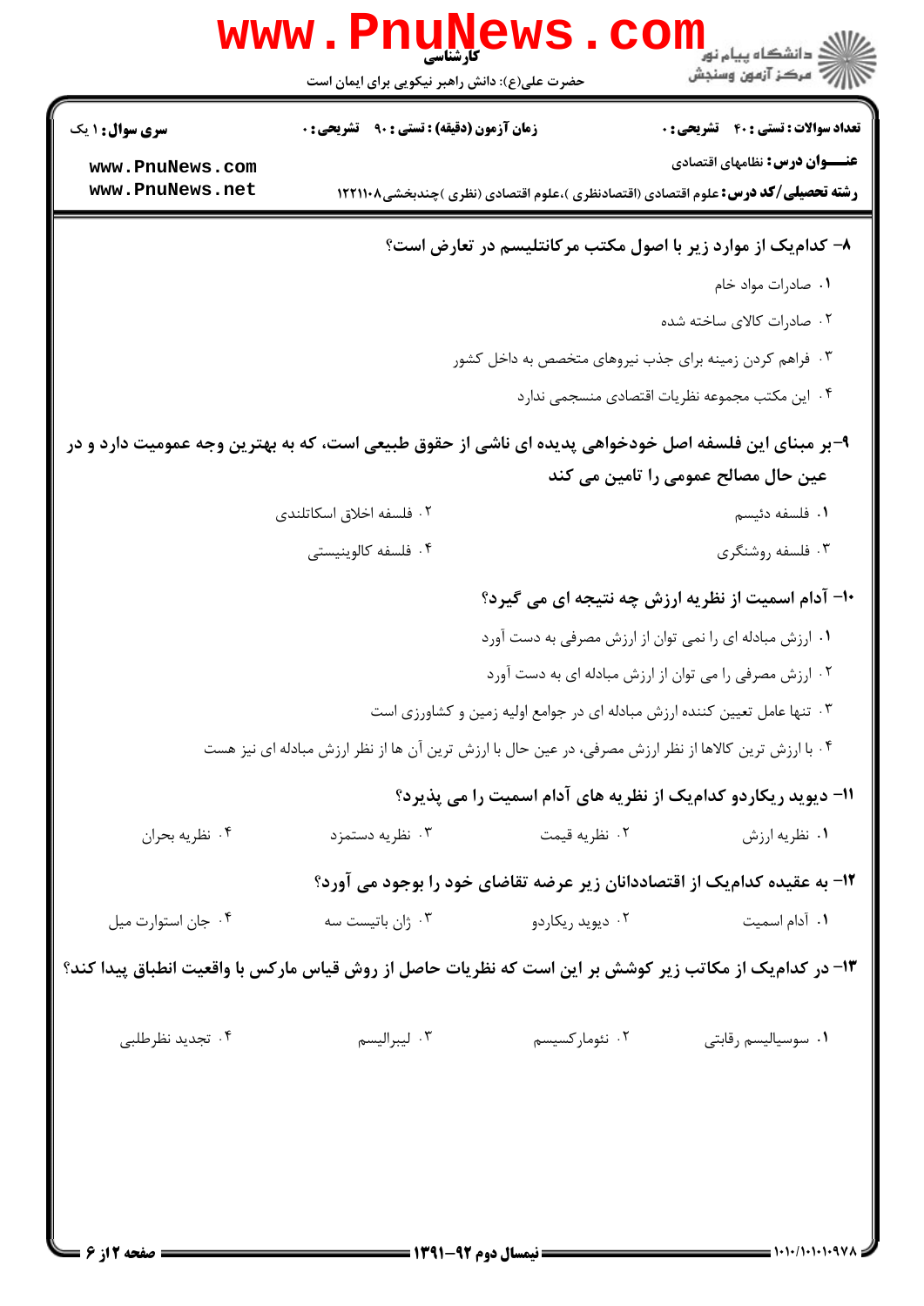**سری سوال:** ۱ یک | **زمان آزمون (دقیقه) : تستی :** ۹۰ **تشریحی :** ۰ | **تعداد سوالات : تستی :** ۴۰ **تشریحی :** ۰

**عنـــوان درس:** نظامهای اقتصادی

**رشته تحصیلی/کد درس:** علوم اقتصادی (اقتصادنظری )،علوم اقتصادی (نظری )چندبخشی۱۲۲۱۱۰۸

**۸- کدام‌یک از موارد زیر با اصول مکتب مرکانتلیسم در تعارض است؟**

۱. صادرات مواد خام

۲. صادرات کالای ساخته شده

۳. فراهم کردن زمینه برای جذب نیروهای متخصص به داخل کشور

۴. این مکتب مجموعه نظریات اقتصادی منسجمی ندارد

**۹-بر مبنای این فلسفه اصل خودخواهی پدیده ای ناشی از حقوق طبیعی است، که به بهترین وجه عمومیت دارد و در عین حال مصالح عمومی را تامین می کند**

۱. فلسفه دئیسم

۲. فلسفه اخلاق اسکاتلندی

۳. فلسفه روشنگری

۴. فلسفه کالوینیستی

**۱۰- آدام اسمیت از نظریه ارزش چه نتیجه ای می گیرد؟**

۱. ارزش مبادله ای را نمی توان از ارزش مصرفی به دست آورد

۲. ارزش مصرفی را می توان از ارزش مبادله ای به دست آورد

۳. تنها عامل تعیین کننده ارزش مبادله ای در جوامع اولیه زمین و کشاورزی است

۴. با ارزش ترین کالاها از نظر ارزش مصرفی، در عین حال با ارزش ترین آن ها از نظر ارزش مبادله ای نیز هست

**۱۱- دیوید ریکاردو کدام‌یک از نظریه های آدام اسمیت را می پذیرد؟**

۱. نظریه ارزش

۲. نظریه قیمت

۳. نظریه دستمزد

۴. نظریه بحران

**۱۲- به عقیده کدام‌یک از اقتصاددانان زیر عرضه تقاضای خود را بوجود می آورد؟**

۱. آدام اسمیت

۲. دیوید ریکاردو

۳. ژان باتیست سه

۴. جان استوارت میل

**۱۳- در کدام‌یک از مکاتب زیر کوشش بر این است که نظریات حاصل از روش قیاس مارکس با واقعیت انطباق پیدا کند؟**

۱. سوسیالیسم رقابتی

۲. نئومارکسیسم

۳. لیبرالیسم

۴. تجدید نظرطلبی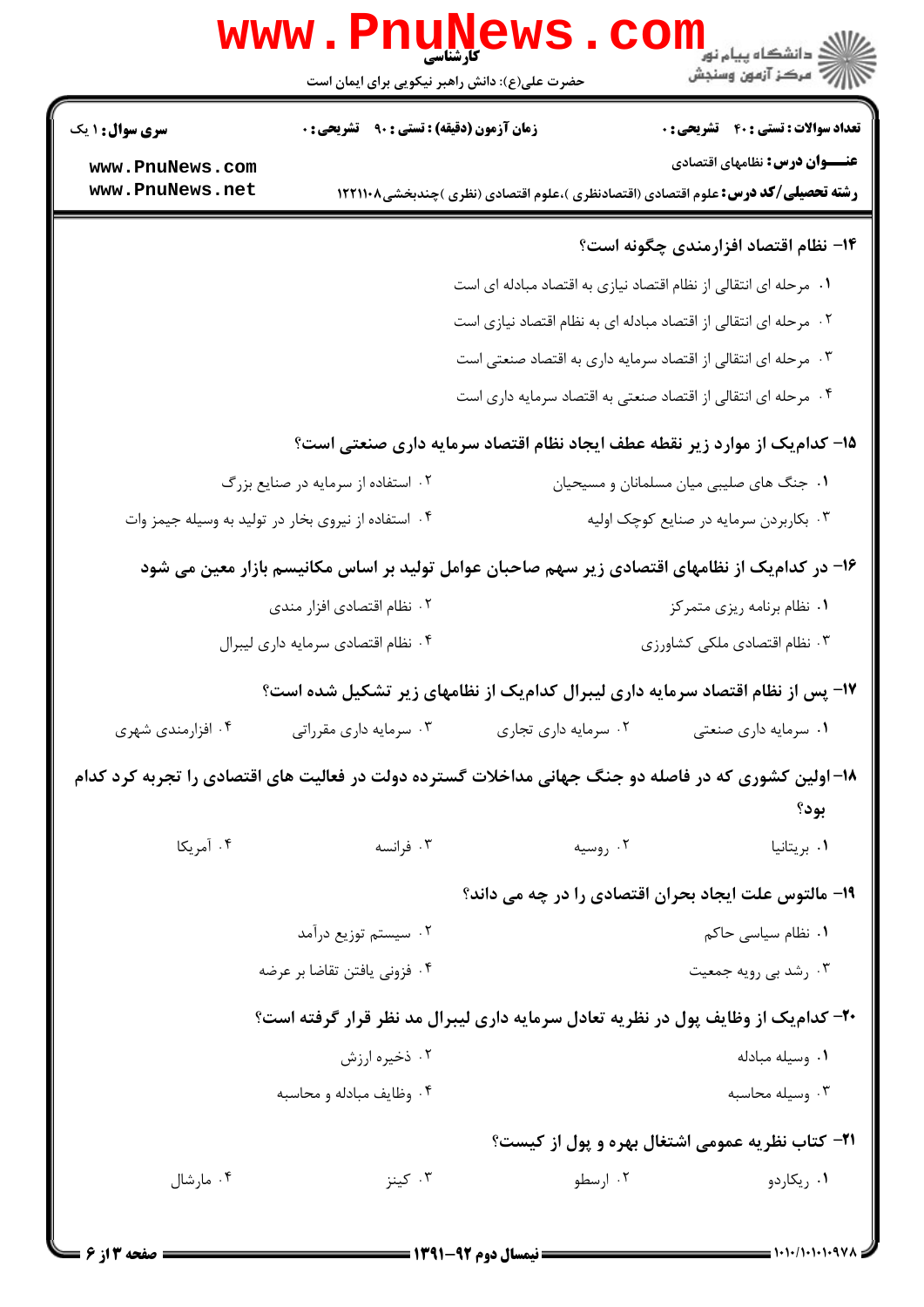۱۴- نظام اقتصاد افزارمندی چگونه است؟

۱. مرحله ای انتقالی از نظام اقتصاد نیازی به اقتصاد مبادله ای است

۲. مرحله ای انتقالی از اقتصاد مبادله ای به نظام اقتصاد نیازی است

۳. مرحله ای انتقالی از اقتصاد سرمایه داری به اقتصاد صنعتی است

۴. مرحله ای انتقالی از اقتصاد صنعتی به اقتصاد سرمایه داری است

۱۵- کدام‌یک از موارد زیر نقطه عطف ایجاد نظام اقتصاد سرمایه داری صنعتی است؟

۱. جنگ های صلیبی میان مسلمانان و مسیحیان

۲. استفاده از سرمایه در صنایع بزرگ

۳. بکاربردن سرمایه در صنایع کوچک اولیه

۴. استفاده از نیروی بخار در تولید به وسیله جیمز وات

۱۶- در کدام‌یک از نظامهای اقتصادی زیر سهم صاحبان عوامل تولید بر اساس مکانیسم بازار معین می شود

۱. نظام برنامه ریزی متمرکز

۲. نظام اقتصادی افزار مندی

۳. نظام اقتصادی ملکی کشاورزی

۴. نظام اقتصادی سرمایه داری لیبرال

۱۷- پس از نظام اقتصاد سرمایه داری لیبرال کدام‌یک از نظامهای زیر تشکیل شده است؟

۱. سرمایه داری صنعتی

۲. سرمایه داری تجاری

۳. سرمایه داری مقرراتی

۴. افزارمندی شهری

۱۸- اولین کشوری که در فاصله دو جنگ جهانی مداخلات گسترده دولت در فعالیت های اقتصادی را تجربه کرد کدام بود؟

۱. بریتانیا

۲. روسیه

۳. فرانسه

۴. آمریکا

۱۹- مالتوس علت ایجاد بحران اقتصادی را در چه می داند؟

۱. نظام سیاسی حاکم

۲. سیستم توزیع درآمد

۳. رشد بی رویه جمعیت

۴. فزونی یافتن تقاضا بر عرضه

۲۰- کدام‌یک از وظایف پول در نظریه تعادل سرمایه داری لیبرال مد نظر قرار گرفته است؟

۱. وسیله مبادله

۲. ذخیره ارزش

۳. وسیله محاسبه

۴. وظایف مبادله و محاسبه

۲۱- کتاب نظریه عمومی اشتغال بهره و پول از کیست؟

۱. ریکاردو

۲. ارسطو

۳. کینز

۴. مارشال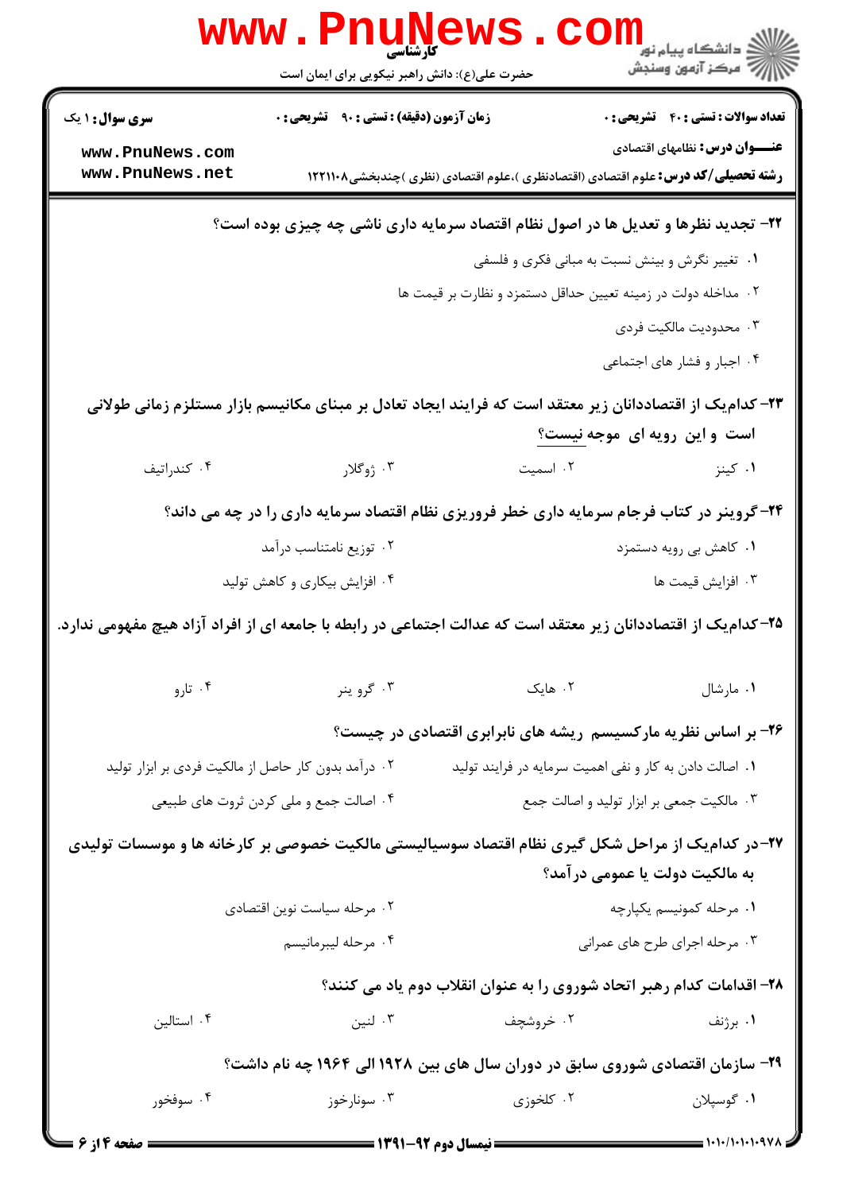۲۲- تجدید نظرها و تعدیل ها در اصول نظام اقتصاد سرمایه داری ناشی چه چیزی بوده است؟

۱. تغییر نگرش و بینش نسبت به مبانی فکری و فلسفی

۲. مداخله دولت در زمینه تعیین حداقل دستمزد و نظارت بر قیمت ها

۳. محدودیت مالکیت فردی

۴. اجبار و فشار های اجتماعی

۲۳- کدام‌یک از اقتصاددانان زیر معتقد است که فرایند ایجاد تعادل بر مبنای مکانیسم بازار مستلزم زمانی طولانی است و این رویه ای موجه نیست؟

۱. کینز
۲. اسمیت
۳. ژوگلار
۴. کندراتیف

۲۴- گروینر در کتاب فرجام سرمایه داری خطر فروریزی نظام اقتصاد سرمایه داری را در چه می داند؟

۱. کاهش بی رویه دستمزد
۲. توزیع نامتناسب درآمد
۳. افزایش قیمت ها
۴. افزایش بیکاری و کاهش تولید

۲۵- کدام‌یک از اقتصاددانان زیر معتقد است که عدالت اجتماعی در رابطه با جامعه ای از افراد آزاد هیچ مفهومی ندارد.

۱. مارشال
۲. هایک
۳. گرو ینر
۴. تارو

۲۶- بر اساس نظریه مارکسیسم ریشه های نابرابری اقتصادی در چیست؟

۱. اصالت دادن به کار و نفی اهمیت سرمایه در فرایند تولید

۲. درآمد بدون کار حاصل از مالکیت فردی بر ابزار تولید

۳. مالکیت جمعی بر ابزار تولید و اصالت جمع

۴. اصالت جمع و ملی کردن ثروت های طبیعی

۲۷- در کدام‌یک از مراحل شکل گیری نظام اقتصاد سوسیالیستی مالکیت خصوصی بر کارخانه ها و موسسات تولیدی به مالکیت دولت یا عمومی درآمد؟

۱. مرحله کمونیسم یکپارچه
۲. مرحله سیاست نوین اقتصادی
۳. مرحله اجرای طرح های عمرانی
۴. مرحله لیبرمانیسم

۲۸- اقدامات کدام رهبر اتحاد شوروی را به عنوان انقلاب دوم یاد می کنند؟

۱. برژنف
۲. خروشچف
۳. لنین
۴. استالین

۲۹- سازمان اقتصادی شوروی سابق در دوران سال های بین ۱۹۲۸ الی ۱۹۶۴ چه نام داشت؟

۱. گوسپلان
۲. کلخوزی
۳. سونارخوز
۴. سوفخوز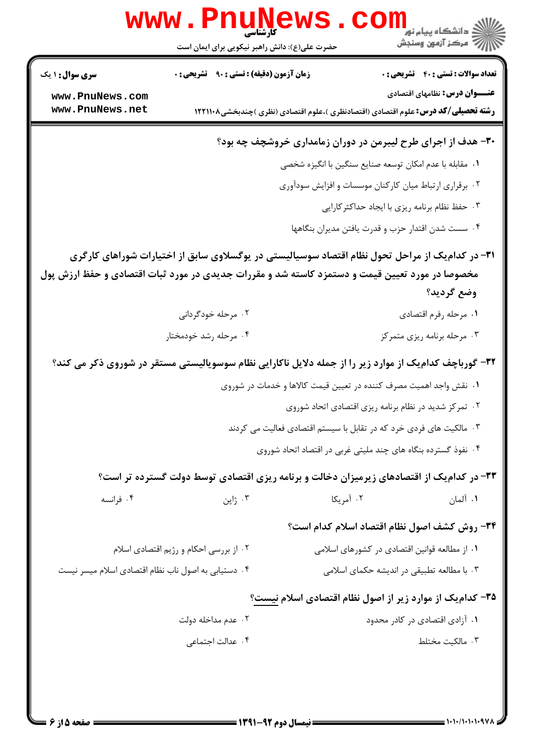۳۰- هدف از اجرای طرح لیبرمن در دوران زمامداری خروشچف چه بود؟

۱. مقابله با عدم امکان توسعه صنایع سنگین با انگیزه شخصی

۲. برقراری ارتباط میان کارکنان موسسات و افزایش سودآوری

۳. حفظ نظام برنامه ریزی با ایجاد حداکثرکارایی

۴. سست شدن اقتدار حزب و قدرت یافتن مدیران بنگاهها

۳۱- در کدام‌یک از مراحل تحول نظام اقتصاد سوسیالیستی در یوگسلاوی سابق از اختیارات شوراهای کارگری مخصوصا در مورد تعیین قیمت و دستمزد کاسته شد و مقررات جدیدی در مورد ثبات اقتصادی و حفظ ارزش پول وضع گردید؟

۱. مرحله رفرم اقتصادی

۲. مرحله خودگردانی

۳. مرحله برنامه ریزی متمرکز

۴. مرحله رشد خودمختار

۳۲- گورباچف کدام‌یک از موارد زیر را از جمله دلایل ناکارایی نظام سوسویالیستی مستقر در شوروی ذکر می کند؟

۱. نقش واجد اهمیت مصرف کننده در تعیین قیمت کالاها و خدمات در شوروی

۲. تمرکز شدید در نظام برنامه ریزی اقتصادی اتحاد شوروی

۳. مالکیت های فردی خرد که در تقابل با سیستم اقتصادی فعالیت می کردند

۴. نفوذ گسترده بنگاه های چند ملیتی غربی در اقتصاد اتحاد شوروی

۳۳- در کدام‌یک از اقتصادهای زیرمیزان دخالت و برنامه ریزی اقتصادی توسط دولت گسترده تر است؟

۱. آلمان

۲. آمریکا

۳. ژاپن

۴. فرانسه

۳۴- روش کشف اصول نظام اقتصاد اسلام کدام است؟

۱. از مطالعه قوانین اقتصادی در کشورهای اسلامی

۲. از بررسی احکام و رژیم اقتصادی اسلام

۳. با مطالعه تطبیقی در اندیشه حکمای اسلامی

۴. دستیابی به اصول ناب نظام اقتصادی اسلام میسر نیست

۳۵- کدام‌یک از موارد زیر از اصول نظام اقتصادی اسلام نیست؟

۱. آزادی اقتصادی در کادر محدود

۲. عدم مداخله دولت

۳. مالکیت مختلط

۴. عدالت اجتماعی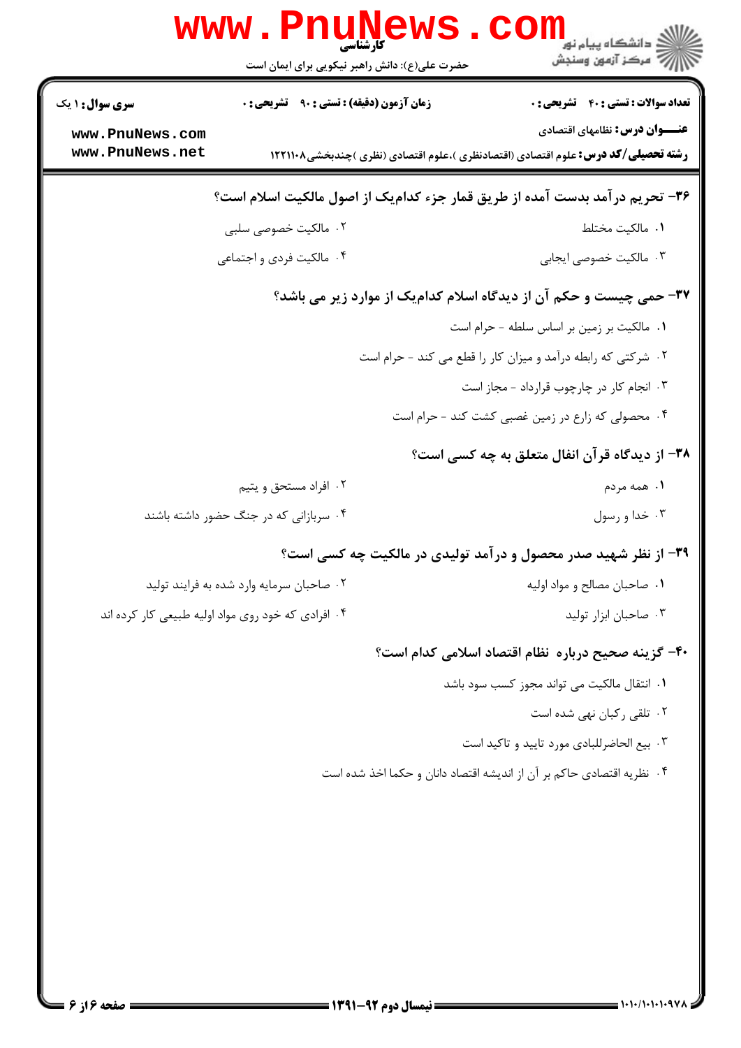۳۶- تحریم درآمد بدست آمده از طریق قمار جزء کدام‌یک از اصول مالکیت اسلام است؟

۱. مالکیت مختلط

۲. مالکیت خصوصی سلبی

۳. مالکیت خصوصی ایجابی

۴. مالکیت فردی و اجتماعی

۳۷- حمی چیست و حکم آن از دیدگاه اسلام کدام‌یک از موارد زیر می باشد؟

۱. مالکیت بر زمین بر اساس سلطه - حرام است

۲. شرکتی که رابطه درآمد و میزان کار را قطع می کند - حرام است

۳. انجام کار در چارچوب قرارداد - مجاز است

۴. محصولی که زارع در زمین غصبی کشت کند - حرام است

۳۸- از دیدگاه قرآن انفال متعلق به چه کسی است؟

۱. همه مردم

۲. افراد مستحق و یتیم

۳. خدا و رسول

۴. سربازانی که در جنگ حضور داشته باشند

۳۹- از نظر شهید صدر محصول و درآمد تولیدی در مالکیت چه کسی است؟

۱. صاحبان مصالح و مواد اولیه

۲. صاحبان سرمایه وارد شده به فرایند تولید

۳. صاحبان ابزار تولید

۴. افرادی که خود روی مواد اولیه طبیعی کار کرده اند

۴۰- گزینه صحیح درباره نظام اقتصاد اسلامی کدام است؟

۱. انتقال مالکیت می تواند مجوز کسب سود باشد

۲. تلقی رکبان نهی شده است

۳. بیع الحاضرللبادی مورد تایید و تاکید است

۴. نظریه اقتصادی حاکم بر آن از اندیشه اقتصاد دانان و حکما اخذ شده است